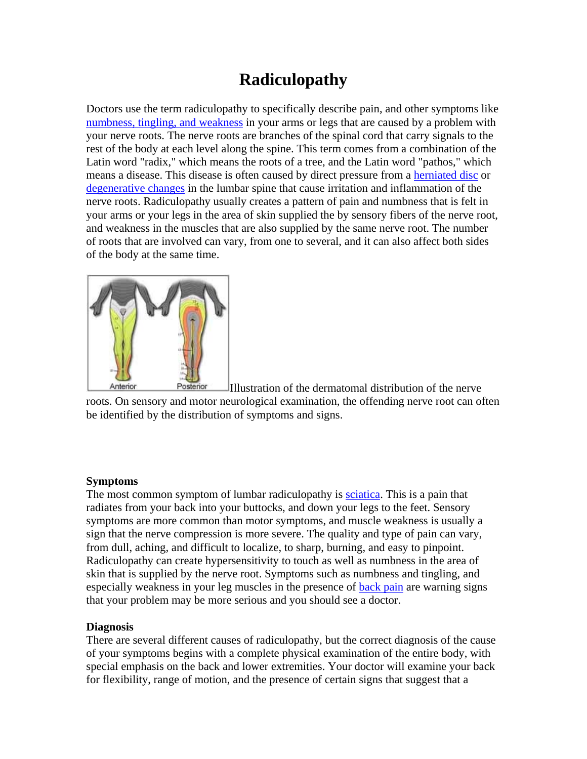# Radiculopathy

Doctors use the term radiculopathy to specifically describe pain, and other symptoms like numbness, tingling, and weakness in your arms or legs that are caused by a problem with your nerve roots. The nerve roots are branches of the spinal cord that carry signals to the rest of the body at each level along the spine. This term comes from a combination of the Latin word "radix," which means the roots of a tree, and the Latin word "pathos," which means a disease. This disease is often caused by direct pressure from a herniated disc or degenerative changes in the lumbar spine that cause irritation and inflammation of the nerve roots. Radiculopathy usually creates a pattern of pain and numbness that is felt in your arms or your legs in the area of skin supplied the by sensory fibers of the nerve root, and weakness in the muscles that are also supplied by the same nerve root. The number of roots that are involved can vary, from one to several, and it can also affect both sides of the body at the same time.

Illustration of the dermatomal distribution of the nerve roots. On sensory and motor neurological examination, the offending nerve root can often be identified by the distribution of symptoms and signs.

**Symptoms**

The most common symptom of lumbar radiculopathy is sciatica. This is a pain that radiates from your back into your buttocks, and down your legs to the feet. Sensory symptoms are more common than motor symptoms, and muscle weakness is usually a sign that the nerve compression is more severe. The quality and type of pain can vary, from dull, aching, and difficult to localize, to sharp, burning, and easy to pinpoint. Radiculopathy can create hypersensitivity to touch as well as numbness in the area of skin that is supplied by the nerve root. Symptoms such as numbness and tingling, and especially weakness in your leg muscles in the presence of back pain are warning signs that your problem may be more serious and you should see a doctor.

**Diagnosis**

There are several different causes of radiculopathy, but the correct diagnosis of the cause of your symptoms begins with a complete physical examination of the entire body, with special emphasis on the back and lower extremities. Your doctor will examine your back for flexibility, range of motion, and the presence of certain signs that suggest that a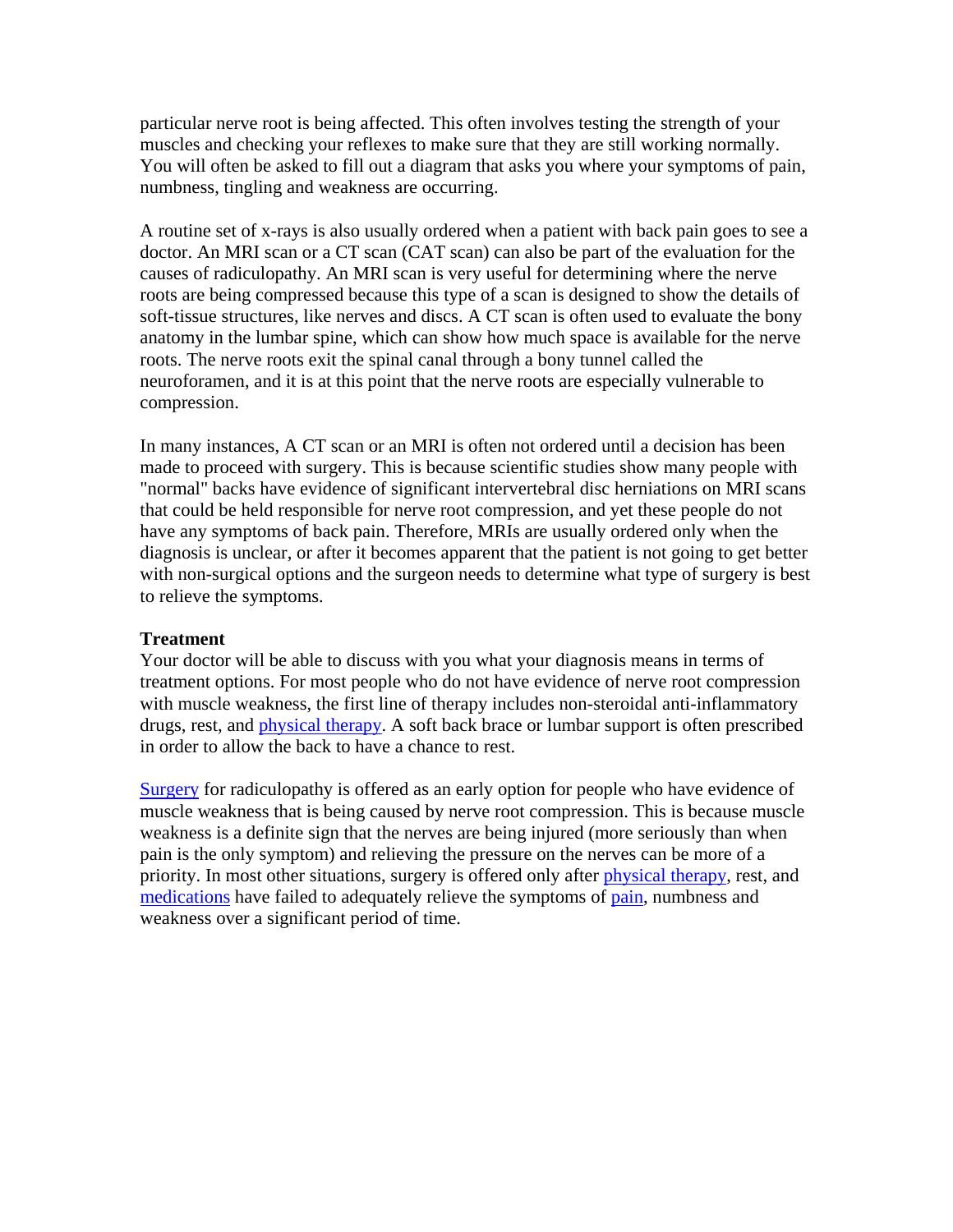particular nerve root is being affected. This often involves testing the strength of your muscles and checking your reflexes to make sure that they are still working normally. You will often be asked to fill out a diagram that asks you where your symptoms of pain, numbness, tingling and weakness are occurring.

A routine set of x-rays is also usually ordered when a patient with back pain goes to see a doctor. An MRI scan or a CT scan (CAT scan) can also be part of the evaluation for the causes of radiculopathy. An MRI scan is very useful for determining where the nerve roots are being compressed because this type of a scan is designed to show the details of soft-tissue structures, like nerves and discs. A CT scan is often used to evaluate the bony anatomy in the lumbar spine, which can show how much space is available for the nerve roots. The nerve roots exit the spinal canal through a bony tunnel called the neuroforamen, and it is at this point that the nerve roots are especially vulnerable to compression.

In many instances, A CT scan or an MRI is often not ordered until a decision has been made to proceed with surgery. This is because scientific studies show many people with "normal" backs have evidence of significant intervertebral disc herniations on MRI scans that could be held responsible for nerve root compression, and yet these people do not have any symptoms of back pain. Therefore, MRIs are usually ordered only when the diagnosis is unclear, or after it becomes apparent that the patient is not going to get better with non-surgical options and the surgeon needs to determine what type of surgery is best to relieve the symptoms.

**Treatment**

Your doctor will be able to discuss with you what your diagnosis means in terms of treatment options. For most people who do not have evidence of nerve root compression with muscle weakness, the first line of therapy includes non-steroidal anti-inflammatory drugs, rest, and physical therapy. A soft back brace or lumbar support is often prescribed in order to allow the back to have a chance to rest.

Surgery for radiculopathy is offered as an early option for people who have evidence of muscle weakness that is being caused by nerve root compression. This is because muscle weakness is a definite sign that the nerves are being injured (more seriously than when pain is the only symptom) and relieving the pressure on the nerves can be more of a priority. In most other situations, surgery is offered only after physical therapy, rest, and medications have failed to adequately relieve the symptoms of pain, numbness and weakness over a significant period of time.